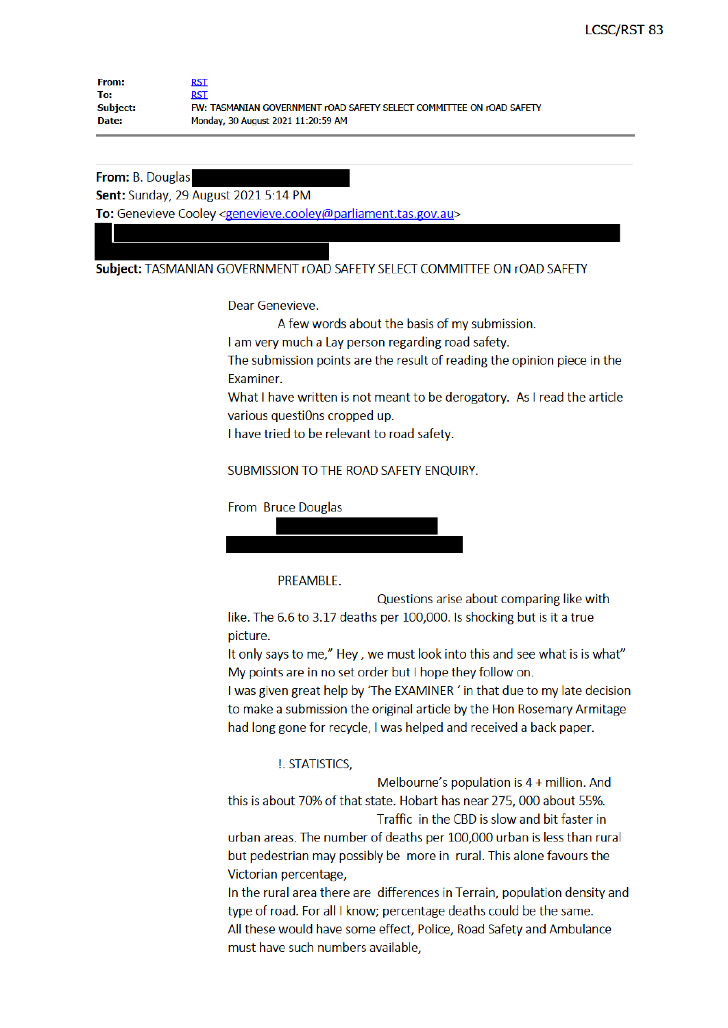| | |
|---|---|
| **From:** | RST |
| **To:** | RST |
| **Subject:** | FW: TASMANIAN GOVERNMENT rOAD SAFETY SELECT COMMITTEE ON rOAD SAFETY |
| **Date:** | Monday, 30 August 2021 11:20:59 AM |

---

**From:** B. Douglas
**Sent:** Sunday, 29 August 2021 5:14 PM
**To:** Genevieve Cooley <genevieve.cooley@parliament.tas.gov.au>
**Subject:** TASMANIAN GOVERNMENT rOAD SAFETY SELECT COMMITTEE ON rOAD SAFETY

Dear Genevieve.

A few words about the basis of my submission.

I am very much a Lay person regarding road safety.

The submission points are the result of reading the opinion piece in the Examiner.

What I have written is not meant to be derogatory. As I read the article various questi0ns cropped up.

I have tried to be relevant to road safety.

SUBMISSION TO THE ROAD SAFETY ENQUIRY.

From Bruce Douglas

PREAMBLE.

Questions arise about comparing like with like. The 6.6 to 3.17 deaths per 100,000. Is shocking but is it a true picture.

It only says to me," Hey , we must look into this and see what is is what"

My points are in no set order but I hope they follow on.

I was given great help by 'The EXAMINER ' in that due to my late decision to make a submission the original article by the Hon Rosemary Armitage had long gone for recycle, I was helped and received a back paper.

!. STATISTICS,

Melbourne's population is 4 + million. And this is about 70% of that state. Hobart has near 275, 000 about 55%.

Traffic in the CBD is slow and bit faster in urban areas. The number of deaths per 100,000 urban is less than rural but pedestrian may possibly be more in rural. This alone favours the Victorian percentage,

In the rural area there are differences in Terrain, population density and type of road. For all I know; percentage deaths could be the same.

All these would have some effect, Police, Road Safety and Ambulance must have such numbers available,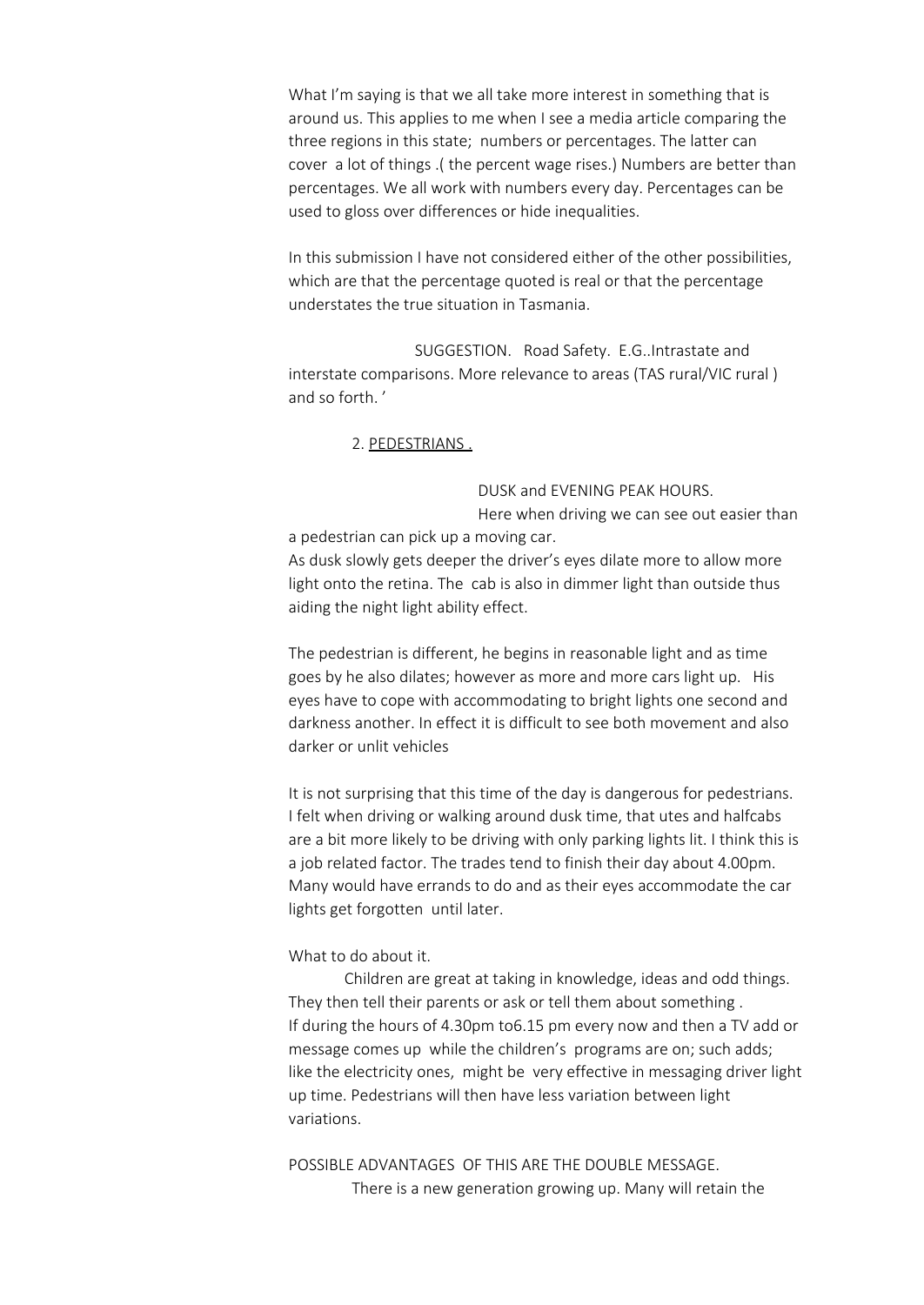What I'm saying is that we all take more interest in something that is around us. This applies to me when I see a media article comparing the three regions in this state; numbers or percentages. The latter can cover a lot of things .( the percent wage rises.) Numbers are better than percentages. We all work with numbers every day. Percentages can be used to gloss over differences or hide inequalities.

In this submission I have not considered either of the other possibilities, which are that the percentage quoted is real or that the percentage understates the true situation in Tasmania.

SUGGESTION. Road Safety. E.G..Intrastate and interstate comparisons. More relevance to areas (TAS rural/VIC rural ) and so forth. '

2. <u>PEDESTRIANS .</u>

DUSK and EVENING PEAK HOURS.

Here when driving we can see out easier than a pedestrian can pick up a moving car.
As dusk slowly gets deeper the driver's eyes dilate more to allow more light onto the retina. The cab is also in dimmer light than outside thus aiding the night light ability effect.

The pedestrian is different, he begins in reasonable light and as time goes by he also dilates; however as more and more cars light up. His eyes have to cope with accommodating to bright lights one second and darkness another. In effect it is difficult to see both movement and also darker or unlit vehicles

It is not surprising that this time of the day is dangerous for pedestrians. I felt when driving or walking around dusk time, that utes and halfcabs are a bit more likely to be driving with only parking lights lit. I think this is a job related factor. The trades tend to finish their day about 4.00pm. Many would have errands to do and as their eyes accommodate the car lights get forgotten until later.

What to do about it.

Children are great at taking in knowledge, ideas and odd things. They then tell their parents or ask or tell them about something .
If during the hours of 4.30pm to6.15 pm every now and then a TV add or message comes up while the children's programs are on; such adds; like the electricity ones, might be very effective in messaging driver light up time. Pedestrians will then have less variation between light variations.

POSSIBLE ADVANTAGES OF THIS ARE THE DOUBLE MESSAGE.

There is a new generation growing up. Many will retain the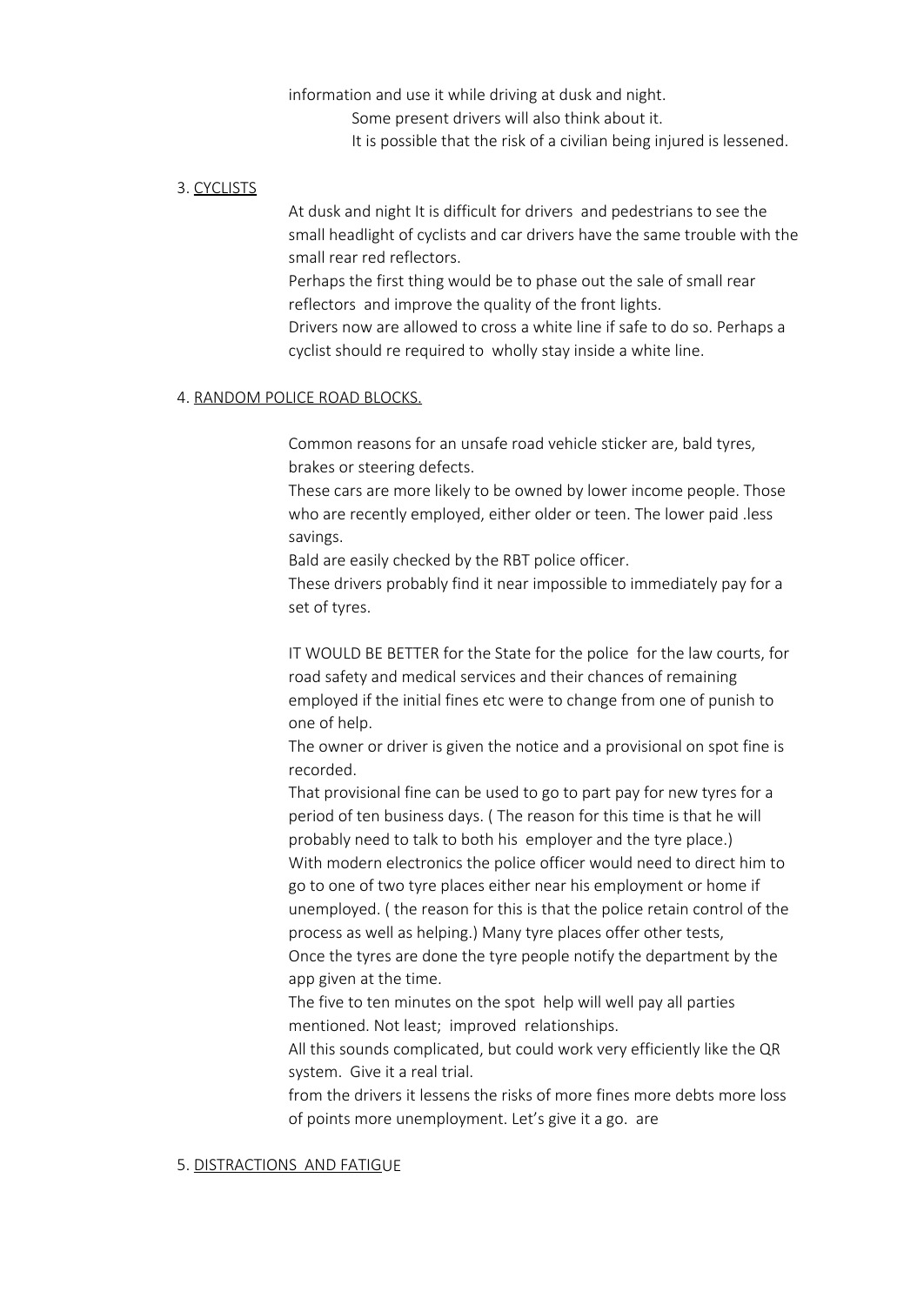information and use it while driving at dusk and night.

Some present drivers will also think about it.

It is possible that the risk of a civilian being injured is lessened.

3. <u>CYCLISTS</u>

At dusk and night It is difficult for drivers and pedestrians to see the small headlight of cyclists and car drivers have the same trouble with the small rear red reflectors.

Perhaps the first thing would be to phase out the sale of small rear reflectors and improve the quality of the front lights.

Drivers now are allowed to cross a white line if safe to do so. Perhaps a cyclist should re required to wholly stay inside a white line.

4. <u>RANDOM POLICE ROAD BLOCKS.</u>

Common reasons for an unsafe road vehicle sticker are, bald tyres, brakes or steering defects.

These cars are more likely to be owned by lower income people. Those who are recently employed, either older or teen. The lower paid .less savings.

Bald are easily checked by the RBT police officer.

These drivers probably find it near impossible to immediately pay for a set of tyres.

IT WOULD BE BETTER for the State for the police for the law courts, for road safety and medical services and their chances of remaining employed if the initial fines etc were to change from one of punish to one of help.

The owner or driver is given the notice and a provisional on spot fine is recorded.

That provisional fine can be used to go to part pay for new tyres for a period of ten business days. ( The reason for this time is that he will probably need to talk to both his employer and the tyre place.)

With modern electronics the police officer would need to direct him to go to one of two tyre places either near his employment or home if unemployed. ( the reason for this is that the police retain control of the process as well as helping.) Many tyre places offer other tests,

Once the tyres are done the tyre people notify the department by the app given at the time.

The five to ten minutes on the spot help will well pay all parties mentioned. Not least; improved relationships.

All this sounds complicated, but could work very efficiently like the QR system. Give it a real trial.

from the drivers it lessens the risks of more fines more debts more loss of points more unemployment. Let's give it a go. are

5. <u>DISTRACTIONS AND FATIGUE</u>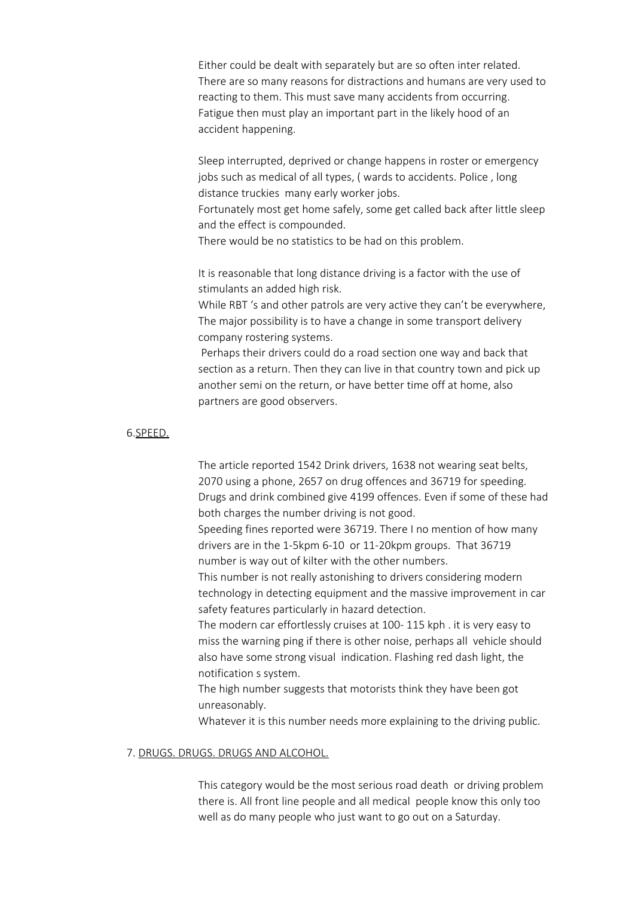Either could be dealt with separately but are so often inter related. There are so many reasons for distractions and humans are very used to reacting to them. This must save many accidents from occurring. Fatigue then must play an important part in the likely hood of an accident happening.

Sleep interrupted, deprived or change happens in roster or emergency jobs such as medical of all types, ( wards to accidents. Police , long distance truckies many early worker jobs.
Fortunately most get home safely, some get called back after little sleep and the effect is compounded.
There would be no statistics to be had on this problem.

It is reasonable that long distance driving is a factor with the use of stimulants an added high risk.
While RBT 's and other patrols are very active they can't be everywhere, The major possibility is to have a change in some transport delivery company rostering systems.
Perhaps their drivers could do a road section one way and back that section as a return. Then they can live in that country town and pick up another semi on the return, or have better time off at home, also partners are good observers.

## 6.<u>SPEED.</u>

The article reported 1542 Drink drivers, 1638 not wearing seat belts, 2070 using a phone, 2657 on drug offences and 36719 for speeding. Drugs and drink combined give 4199 offences. Even if some of these had both charges the number driving is not good.
Speeding fines reported were 36719. There I no mention of how many drivers are in the 1-5kpm 6-10 or 11-20kpm groups. That 36719 number is way out of kilter with the other numbers.
This number is not really astonishing to drivers considering modern technology in detecting equipment and the massive improvement in car safety features particularly in hazard detection.
The modern car effortlessly cruises at 100- 115 kph . it is very easy to miss the warning ping if there is other noise, perhaps all vehicle should also have some strong visual indication. Flashing red dash light, the notification s system.
The high number suggests that motorists think they have been got unreasonably.
Whatever it is this number needs more explaining to the driving public.

## 7. <u>DRUGS. DRUGS. DRUGS AND ALCOHOL.</u>

This category would be the most serious road death or driving problem there is. All front line people and all medical people know this only too well as do many people who just want to go out on a Saturday.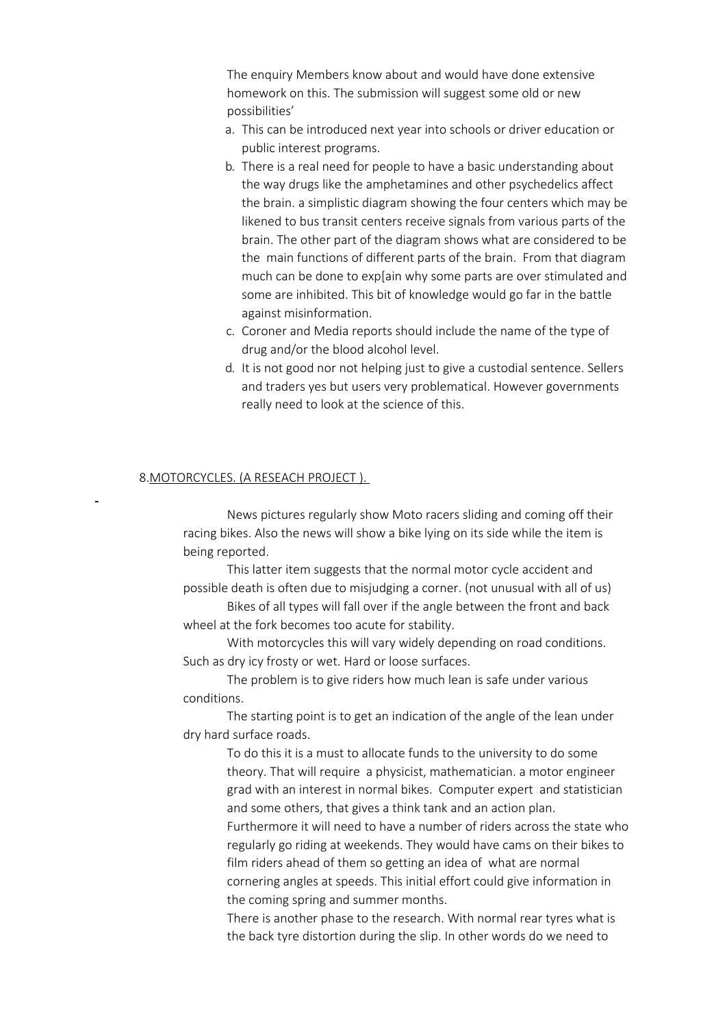The enquiry Members know about and would have done extensive homework on this. The submission will suggest some old or new possibilities'

a. This can be introduced next year into schools or driver education or public interest programs.
b. There is a real need for people to have a basic understanding about the way drugs like the amphetamines and other psychedelics affect the brain. a simplistic diagram showing the four centers which may be likened to bus transit centers receive signals from various parts of the brain. The other part of the diagram shows what are considered to be the main functions of different parts of the brain. From that diagram much can be done to exp[ain why some parts are over stimulated and some are inhibited. This bit of knowledge would go far in the battle against misinformation.
c. Coroner and Media reports should include the name of the type of drug and/or the blood alcohol level.
d. It is not good nor not helping just to give a custodial sentence. Sellers and traders yes but users very problematical. However governments really need to look at the science of this.

8.<u>MOTORCYCLES. (A RESEACH PROJECT ).</u>

News pictures regularly show Moto racers sliding and coming off their racing bikes. Also the news will show a bike lying on its side while the item is being reported.

This latter item suggests that the normal motor cycle accident and possible death is often due to misjudging a corner. (not unusual with all of us)

Bikes of all types will fall over if the angle between the front and back wheel at the fork becomes too acute for stability.

With motorcycles this will vary widely depending on road conditions. Such as dry icy frosty or wet. Hard or loose surfaces.

The problem is to give riders how much lean is safe under various conditions.

The starting point is to get an indication of the angle of the lean under dry hard surface roads.

To do this it is a must to allocate funds to the university to do some theory. That will require a physicist, mathematician. a motor engineer grad with an interest in normal bikes. Computer expert and statistician and some others, that gives a think tank and an action plan.

Furthermore it will need to have a number of riders across the state who regularly go riding at weekends. They would have cams on their bikes to film riders ahead of them so getting an idea of what are normal cornering angles at speeds. This initial effort could give information in the coming spring and summer months.

There is another phase to the research. With normal rear tyres what is the back tyre distortion during the slip. In other words do we need to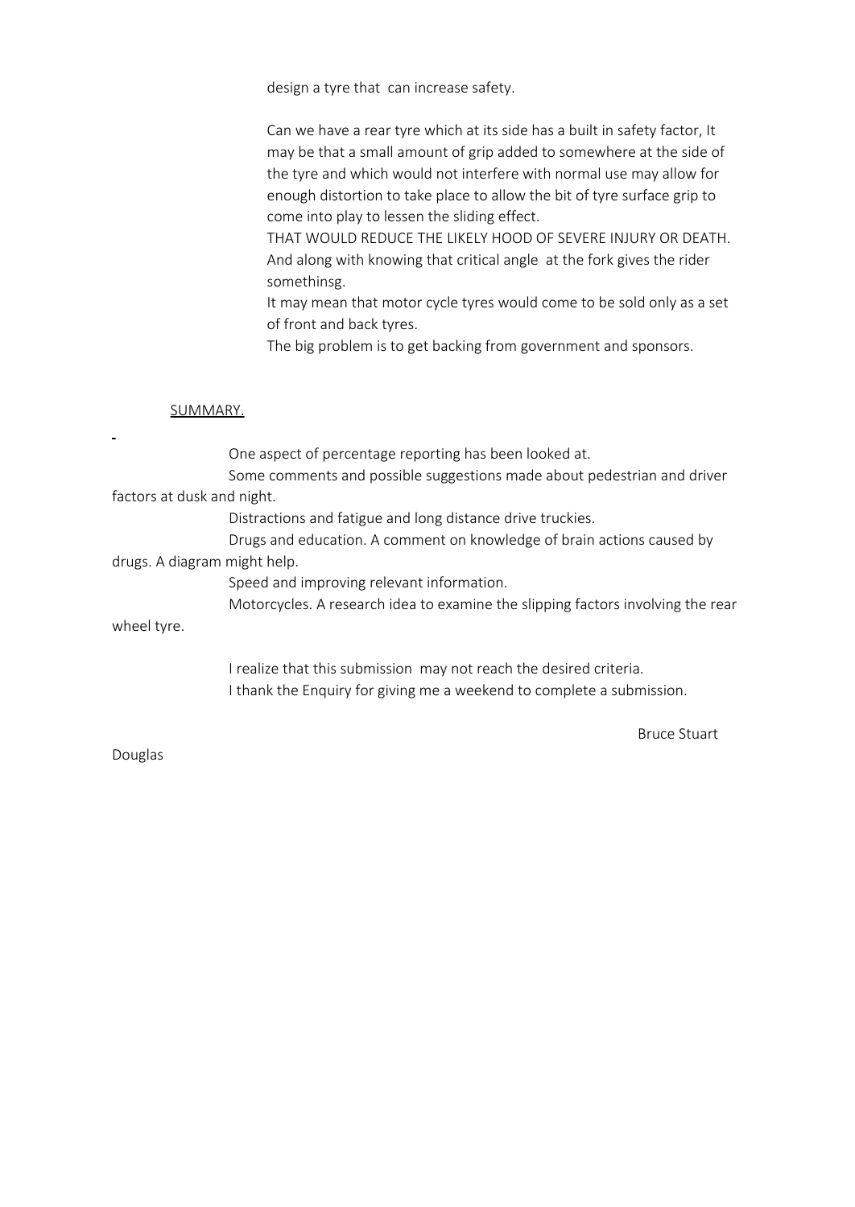design a tyre that can increase safety.

Can we have a rear tyre which at its side has a built in safety factor, It may be that a small amount of grip added to somewhere at the side of the tyre and which would not interfere with normal use may allow for enough distortion to take place to allow the bit of tyre surface grip to come into play to lessen the sliding effect.

THAT WOULD REDUCE THE LIKELY HOOD OF SEVERE INJURY OR DEATH.

And along with knowing that critical angle at the fork gives the rider somethinsg.

It may mean that motor cycle tyres would come to be sold only as a set of front and back tyres.

The big problem is to get backing from government and sponsors.

<u>SUMMARY.</u>

One aspect of percentage reporting has been looked at.

Some comments and possible suggestions made about pedestrian and driver factors at dusk and night.

Distractions and fatigue and long distance drive truckies.

Drugs and education. A comment on knowledge of brain actions caused by drugs. A diagram might help.

Speed and improving relevant information.

Motorcycles. A research idea to examine the slipping factors involving the rear wheel tyre.

I realize that this submission may not reach the desired criteria.

I thank the Enquiry for giving me a weekend to complete a submission.

Bruce Stuart Douglas